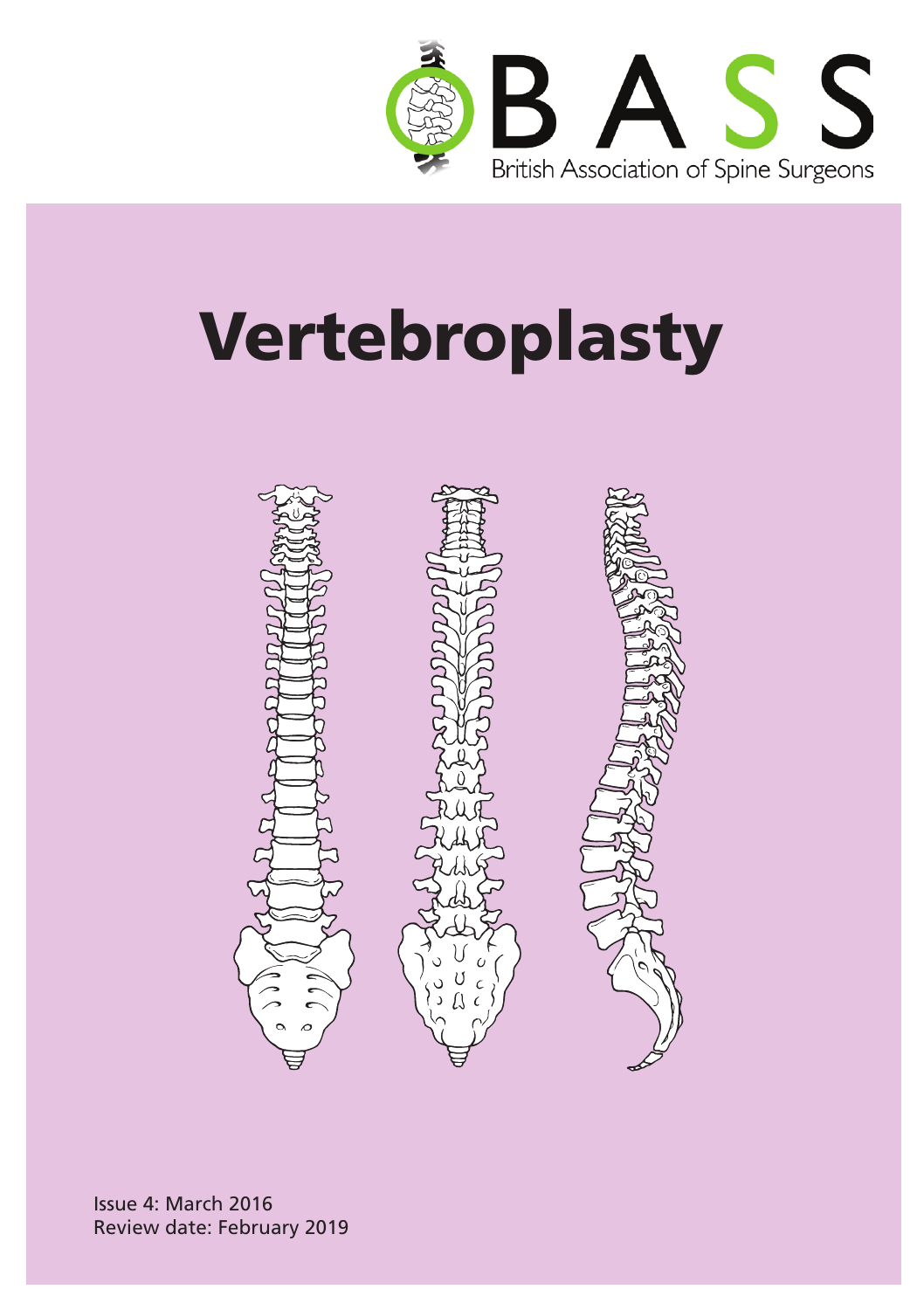BASS

British Association of Spine Surgeons

# Vertebroplasty

Issue 4: March 2016
Review date: February 2019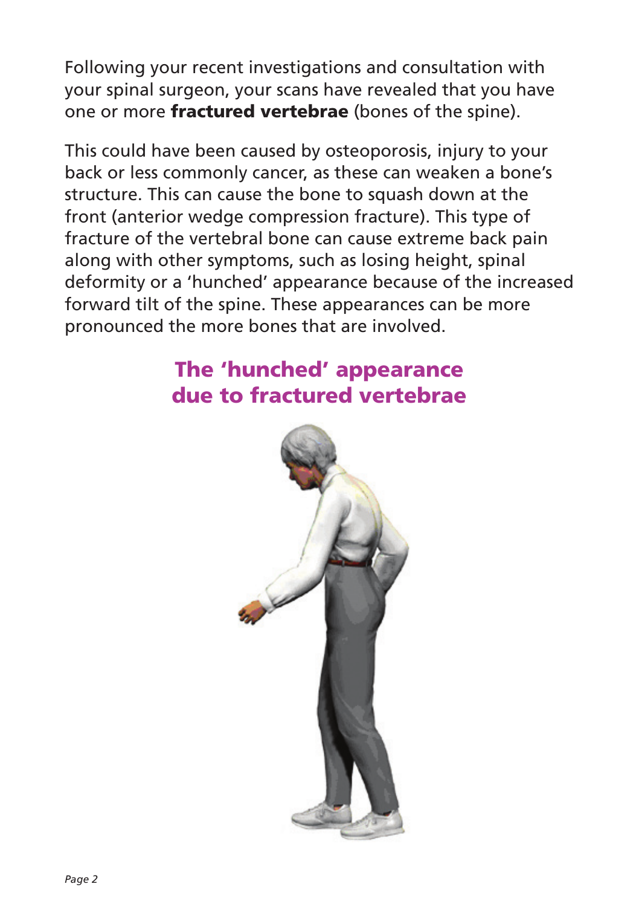Following your recent investigations and consultation with your spinal surgeon, your scans have revealed that you have one or more **fractured vertebrae** (bones of the spine).

This could have been caused by osteoporosis, injury to your back or less commonly cancer, as these can weaken a bone's structure. This can cause the bone to squash down at the front (anterior wedge compression fracture). This type of fracture of the vertebral bone can cause extreme back pain along with other symptoms, such as losing height, spinal deformity or a 'hunched' appearance because of the increased forward tilt of the spine. These appearances can be more pronounced the more bones that are involved.

## The 'hunched' appearance due to fractured vertebrae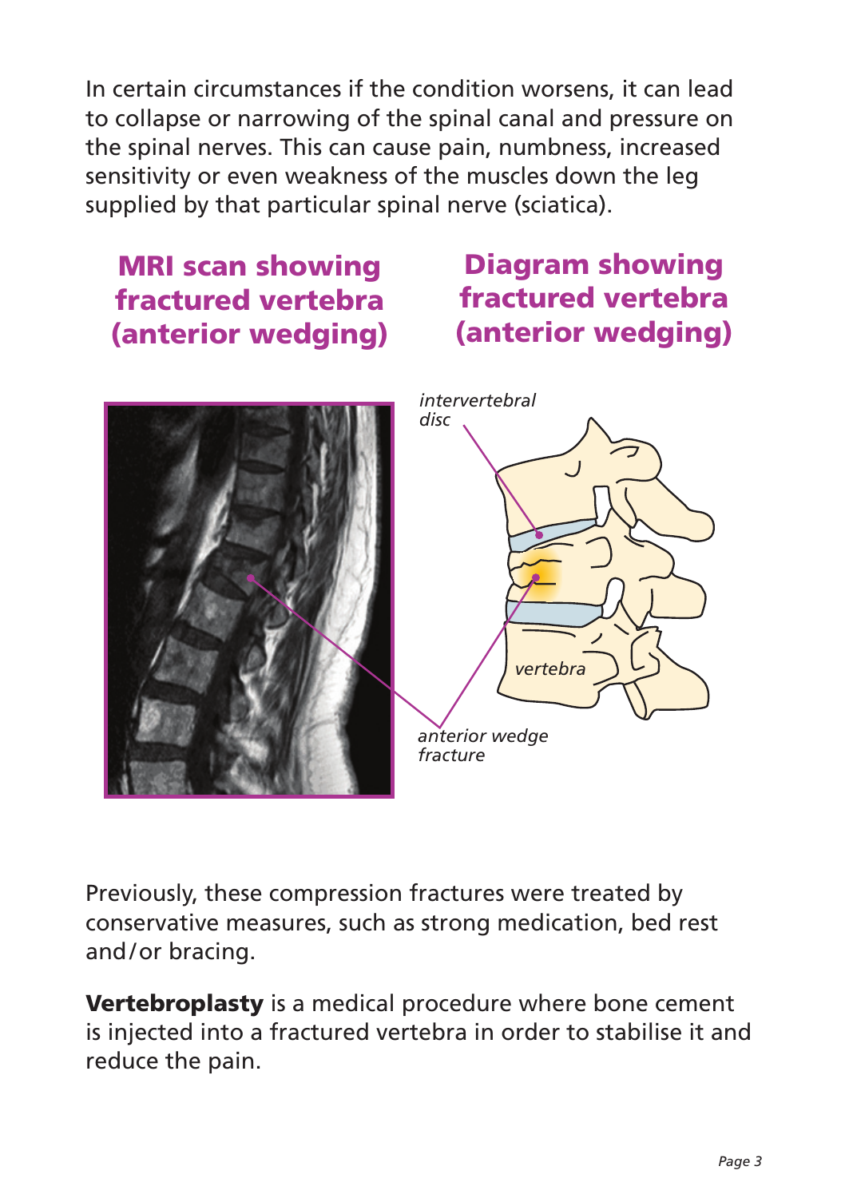In certain circumstances if the condition worsens, it can lead to collapse or narrowing of the spinal canal and pressure on the spinal nerves. This can cause pain, numbness, increased sensitivity or even weakness of the muscles down the leg supplied by that particular spinal nerve (sciatica).

## MRI scan showing fractured vertebra (anterior wedging)

## Diagram showing fractured vertebra (anterior wedging)

*intervertebral disc*

*vertebra*

*anterior wedge fracture*

Previously, these compression fractures were treated by conservative measures, such as strong medication, bed rest and/or bracing.

**Vertebroplasty** is a medical procedure where bone cement is injected into a fractured vertebra in order to stabilise it and reduce the pain.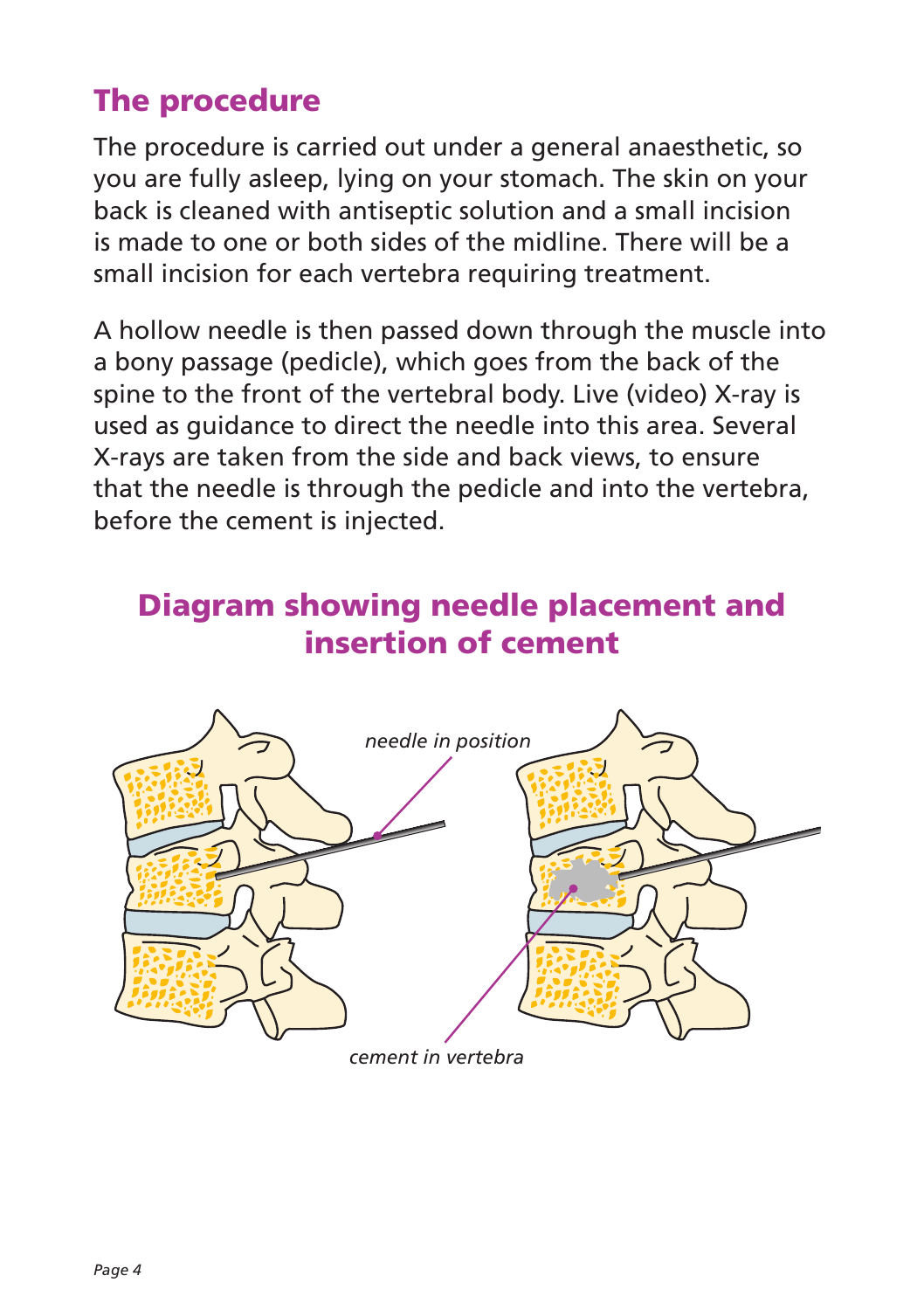## The procedure

The procedure is carried out under a general anaesthetic, so you are fully asleep, lying on your stomach. The skin on your back is cleaned with antiseptic solution and a small incision is made to one or both sides of the midline. There will be a small incision for each vertebra requiring treatment.

A hollow needle is then passed down through the muscle into a bony passage (pedicle), which goes from the back of the spine to the front of the vertebral body. Live (video) X-ray is used as guidance to direct the needle into this area. Several X-rays are taken from the side and back views, to ensure that the needle is through the pedicle and into the vertebra, before the cement is injected.

### Diagram showing needle placement and insertion of cement

*needle in position*

*cement in vertebra*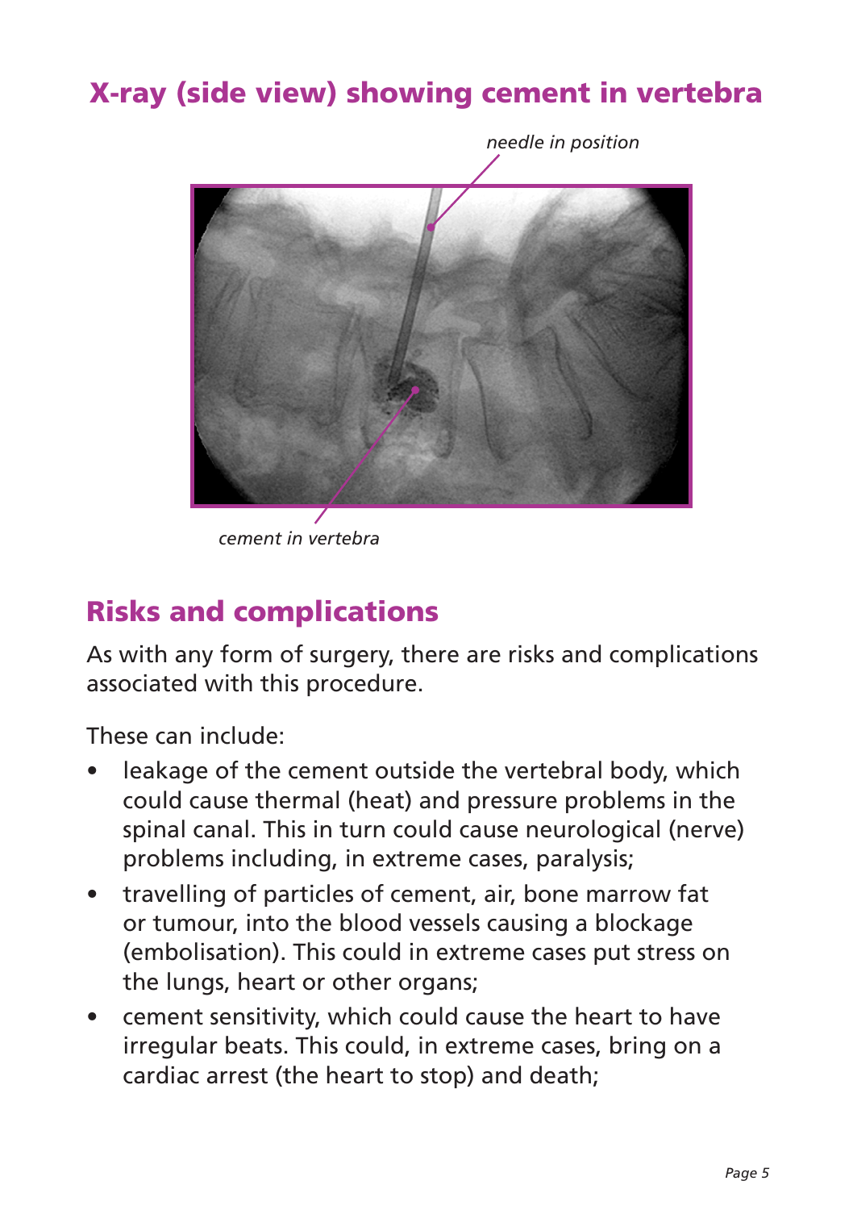## X-ray (side view) showing cement in vertebra

*needle in position*

*cement in vertebra*

## Risks and complications

As with any form of surgery, there are risks and complications associated with this procedure.

These can include:

- leakage of the cement outside the vertebral body, which could cause thermal (heat) and pressure problems in the spinal canal. This in turn could cause neurological (nerve) problems including, in extreme cases, paralysis;
- travelling of particles of cement, air, bone marrow fat or tumour, into the blood vessels causing a blockage (embolisation). This could in extreme cases put stress on the lungs, heart or other organs;
- cement sensitivity, which could cause the heart to have irregular beats. This could, in extreme cases, bring on a cardiac arrest (the heart to stop) and death;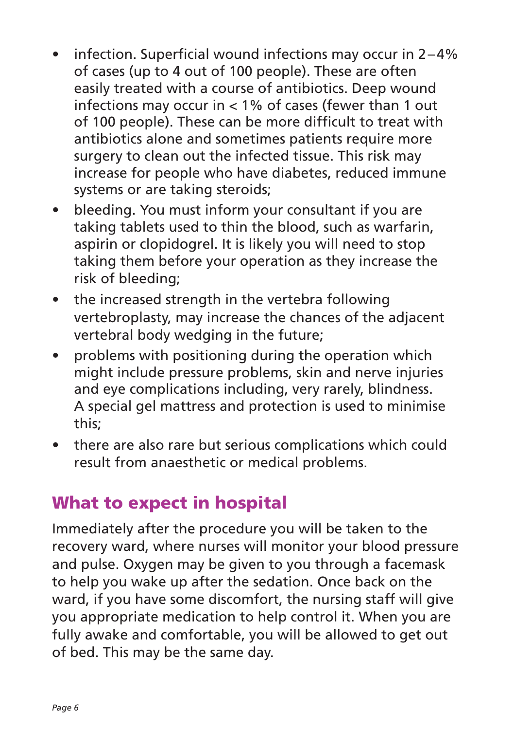- infection. Superficial wound infections may occur in 2–4% of cases (up to 4 out of 100 people). These are often easily treated with a course of antibiotics. Deep wound infections may occur in < 1% of cases (fewer than 1 out of 100 people). These can be more difficult to treat with antibiotics alone and sometimes patients require more surgery to clean out the infected tissue. This risk may increase for people who have diabetes, reduced immune systems or are taking steroids;
- bleeding. You must inform your consultant if you are taking tablets used to thin the blood, such as warfarin, aspirin or clopidogrel. It is likely you will need to stop taking them before your operation as they increase the risk of bleeding;
- the increased strength in the vertebra following vertebroplasty, may increase the chances of the adjacent vertebral body wedging in the future;
- problems with positioning during the operation which might include pressure problems, skin and nerve injuries and eye complications including, very rarely, blindness. A special gel mattress and protection is used to minimise this;
- there are also rare but serious complications which could result from anaesthetic or medical problems.

## What to expect in hospital

Immediately after the procedure you will be taken to the recovery ward, where nurses will monitor your blood pressure and pulse. Oxygen may be given to you through a facemask to help you wake up after the sedation. Once back on the ward, if you have some discomfort, the nursing staff will give you appropriate medication to help control it. When you are fully awake and comfortable, you will be allowed to get out of bed. This may be the same day.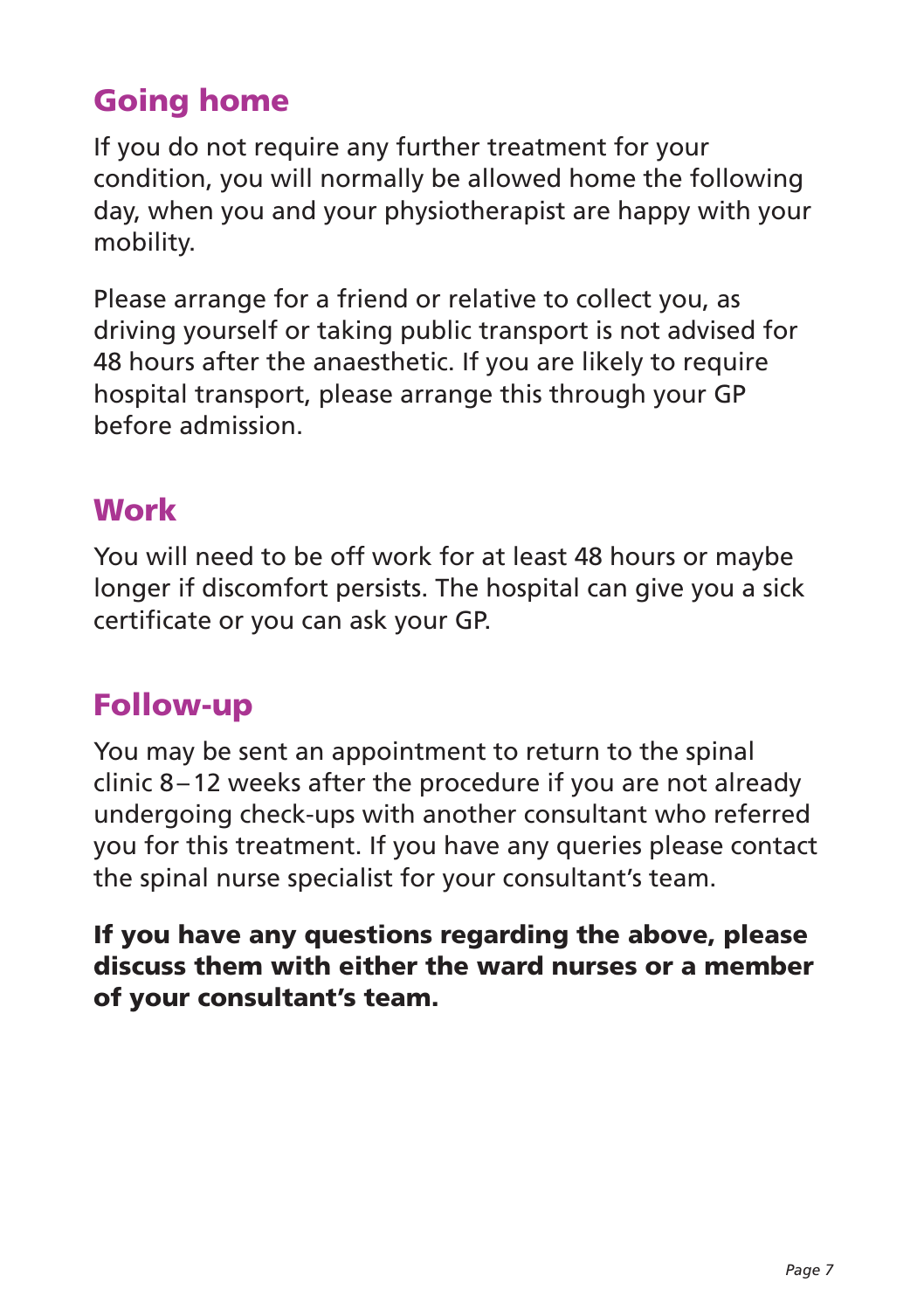## Going home

If you do not require any further treatment for your condition, you will normally be allowed home the following day, when you and your physiotherapist are happy with your mobility.

Please arrange for a friend or relative to collect you, as driving yourself or taking public transport is not advised for 48 hours after the anaesthetic. If you are likely to require hospital transport, please arrange this through your GP before admission.

## Work

You will need to be off work for at least 48 hours or maybe longer if discomfort persists. The hospital can give you a sick certificate or you can ask your GP.

## Follow-up

You may be sent an appointment to return to the spinal clinic 8–12 weeks after the procedure if you are not already undergoing check-ups with another consultant who referred you for this treatment. If you have any queries please contact the spinal nurse specialist for your consultant's team.

**If you have any questions regarding the above, please discuss them with either the ward nurses or a member of your consultant's team.**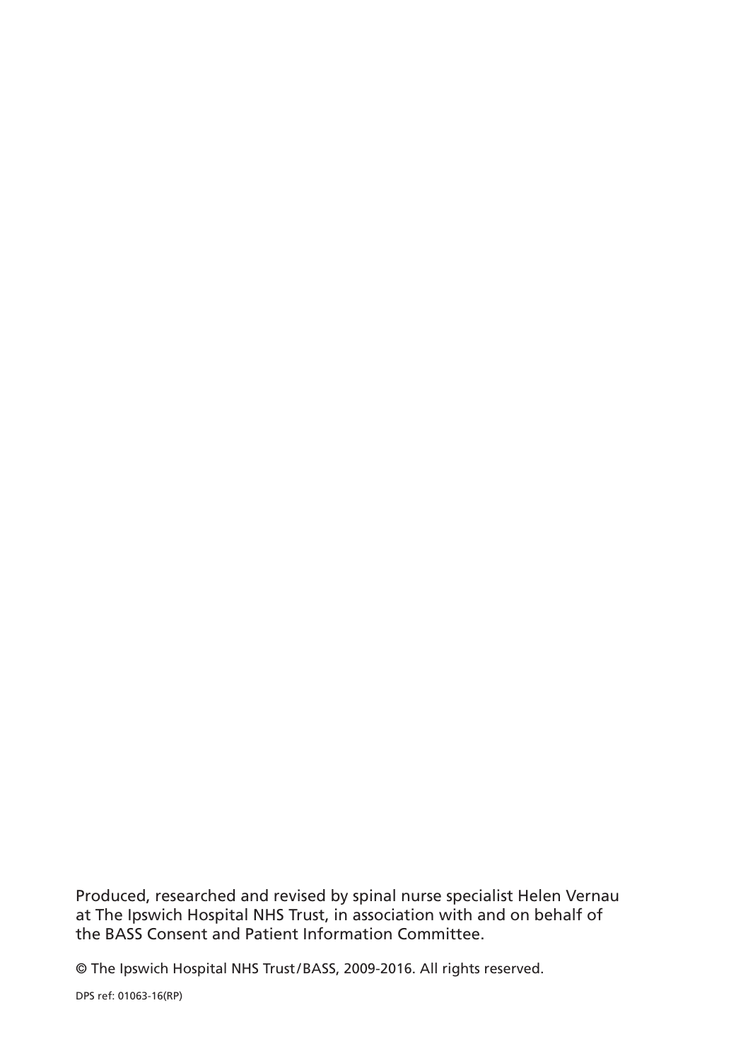Produced, researched and revised by spinal nurse specialist Helen Vernau at The Ipswich Hospital NHS Trust, in association with and on behalf of the BASS Consent and Patient Information Committee.

© The Ipswich Hospital NHS Trust/BASS, 2009-2016. All rights reserved.

DPS ref: 01063-16(RP)